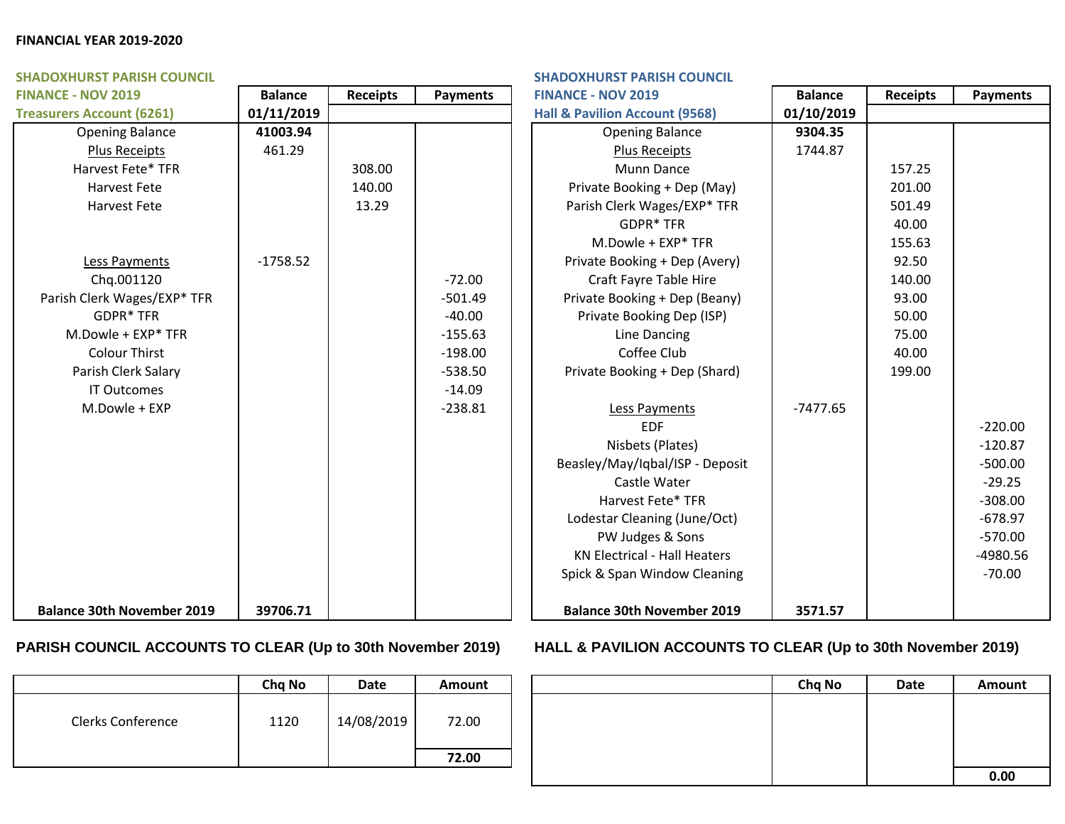**FINANCIAL YEAR 2019-2020**

**SHADOXHURST PARISH COUNCIL**
**FINANCE - NOV 2019**
**Treasurers Account (6261)**

| | Balance 01/11/2019 | Receipts | Payments |
|---|---|---|---|
| Opening Balance | **41003.94** | | |
| Plus Receipts | 461.29 | | |
| Harvest Fete* TFR | | 308.00 | |
| Harvest Fete | | 140.00 | |
| Harvest Fete | | 13.29 | |
| Less Payments | -1758.52 | | |
| Chq.001120 | | | -72.00 |
| Parish Clerk Wages/EXP* TFR | | | -501.49 |
| GDPR* TFR | | | -40.00 |
| M.Dowle + EXP* TFR | | | -155.63 |
| Colour Thirst | | | -198.00 |
| Parish Clerk Salary | | | -538.50 |
| IT Outcomes | | | -14.09 |
| M.Dowle + EXP | | | -238.81 |
| **Balance 30th November 2019** | **39706.71** | | |

**SHADOXHURST PARISH COUNCIL**
**FINANCE - NOV 2019**
**Hall & Pavilion Account (9568)**

| | Balance 01/10/2019 | Receipts | Payments |
|---|---|---|---|
| Opening Balance | **9304.35** | | |
| Plus Receipts | 1744.87 | | |
| Munn Dance | | 157.25 | |
| Private Booking + Dep (May) | | 201.00 | |
| Parish Clerk Wages/EXP* TFR | | 501.49 | |
| GDPR* TFR | | 40.00 | |
| M.Dowle + EXP* TFR | | 155.63 | |
| Private Booking + Dep (Avery) | | 92.50 | |
| Craft Fayre Table Hire | | 140.00 | |
| Private Booking + Dep (Beany) | | 93.00 | |
| Private Booking Dep (ISP) | | 50.00 | |
| Line Dancing | | 75.00 | |
| Coffee Club | | 40.00 | |
| Private Booking + Dep (Shard) | | 199.00 | |
| Less Payments | -7477.65 | | |
| EDF | | | -220.00 |
| Nisbets (Plates) | | | -120.87 |
| Beasley/May/Iqbal/ISP - Deposit | | | -500.00 |
| Castle Water | | | -29.25 |
| Harvest Fete* TFR | | | -308.00 |
| Lodestar Cleaning (June/Oct) | | | -678.97 |
| PW Judges & Sons | | | -570.00 |
| KN Electrical - Hall Heaters | | | -4980.56 |
| Spick & Span Window Cleaning | | | -70.00 |
| **Balance 30th November 2019** | **3571.57** | | |

## PARISH COUNCIL ACCOUNTS TO CLEAR (Up to 30th November 2019)

| | Chq No | Date | Amount |
|---|---|---|---|
| Clerks Conference | 1120 | 14/08/2019 | 72.00 |
| | | | **72.00** |

## HALL & PAVILION ACCOUNTS TO CLEAR (Up to 30th November 2019)

| | Chq No | Date | Amount |
|---|---|---|---|
| | | | |
| | | | **0.00** |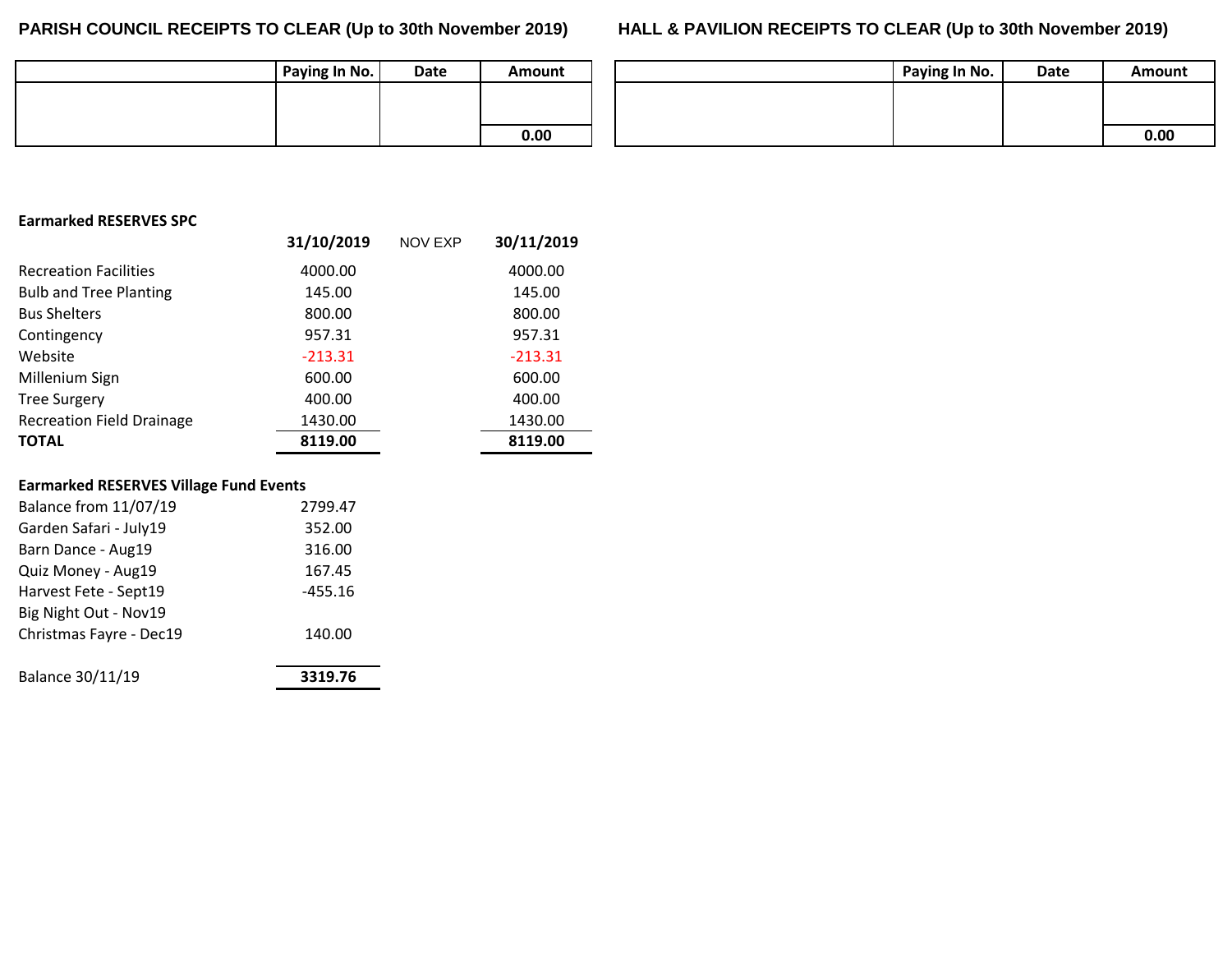## PARISH COUNCIL RECEIPTS TO CLEAR (Up to 30th November 2019)

| | Paying In No. | Date | Amount |
|---|---|---|---|
| | | | |
| | | | **0.00** |

## HALL & PAVILION RECEIPTS TO CLEAR (Up to 30th November 2019)

| | Paying In No. | Date | Amount |
|---|---|---|---|
| | | | |
| | | | **0.00** |

**Earmarked RESERVES SPC**

| | 31/10/2019 | NOV EXP | 30/11/2019 |
|---|---|---|---|
| Recreation Facilities | 4000.00 | | 4000.00 |
| Bulb and Tree Planting | 145.00 | | 145.00 |
| Bus Shelters | 800.00 | | 800.00 |
| Contingency | 957.31 | | 957.31 |
| Website | -213.31 | | -213.31 |
| Millenium Sign | 600.00 | | 600.00 |
| Tree Surgery | 400.00 | | 400.00 |
| Recreation Field Drainage | 1430.00 | | 1430.00 |
| **TOTAL** | **8119.00** | | **8119.00** |

**Earmarked RESERVES Village Fund Events**

| | |
|---|---|
| Balance from 11/07/19 | 2799.47 |
| Garden Safari - July19 | 352.00 |
| Barn Dance - Aug19 | 316.00 |
| Quiz Money - Aug19 | 167.45 |
| Harvest Fete - Sept19 | -455.16 |
| Big Night Out - Nov19 | |
| Christmas Fayre - Dec19 | 140.00 |
| | |
| Balance 30/11/19 | **3319.76** |